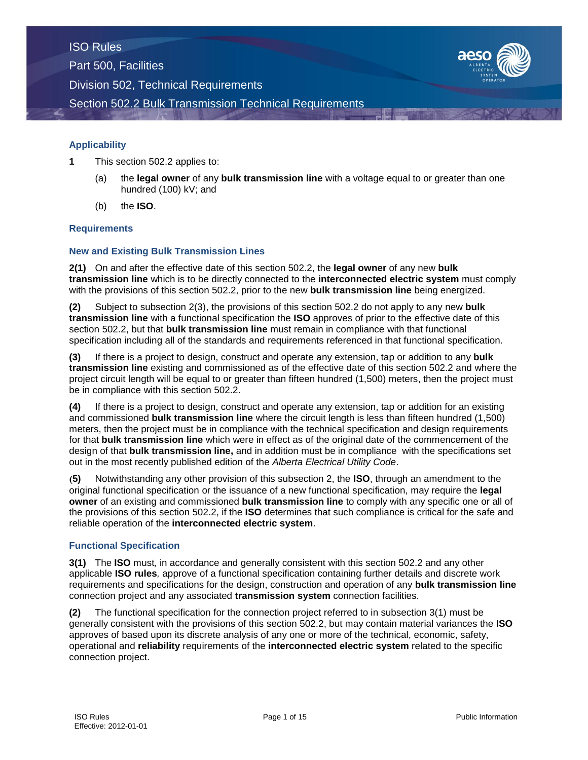# ISO Rules
## Part 500, Facilities
## Division 502, Technical Requirements
## Section 502.2 Bulk Transmission Technical Requirements

### Applicability

**1** This section 502.2 applies to:

(a) the **legal owner** of any **bulk transmission line** with a voltage equal to or greater than one hundred (100) kV; and

(b) the **ISO**.

### Requirements

### New and Existing Bulk Transmission Lines

**2(1)** On and after the effective date of this section 502.2, the **legal owner** of any new **bulk transmission line** which is to be directly connected to the **interconnected electric system** must comply with the provisions of this section 502.2, prior to the new **bulk transmission line** being energized.

**(2)** Subject to subsection 2(3), the provisions of this section 502.2 do not apply to any new **bulk transmission line** with a functional specification the **ISO** approves of prior to the effective date of this section 502.2, but that **bulk transmission line** must remain in compliance with that functional specification including all of the standards and requirements referenced in that functional specification.

**(3)** If there is a project to design, construct and operate any extension, tap or addition to any **bulk transmission line** existing and commissioned as of the effective date of this section 502.2 and where the project circuit length will be equal to or greater than fifteen hundred (1,500) meters, then the project must be in compliance with this section 502.2.

**(4)** If there is a project to design, construct and operate any extension, tap or addition for an existing and commissioned **bulk transmission line** where the circuit length is less than fifteen hundred (1,500) meters, then the project must be in compliance with the technical specification and design requirements for that **bulk transmission line** which were in effect as of the original date of the commencement of the design of that **bulk transmission line,** and in addition must be in compliance with the specifications set out in the most recently published edition of the *Alberta Electrical Utility Code*.

**(5)** Notwithstanding any other provision of this subsection 2, the **ISO**, through an amendment to the original functional specification or the issuance of a new functional specification, may require the **legal owner** of an existing and commissioned **bulk transmission line** to comply with any specific one or all of the provisions of this section 502.2, if the **ISO** determines that such compliance is critical for the safe and reliable operation of the **interconnected electric system**.

### Functional Specification

**3(1)** The **ISO** must*,* in accordance and generally consistent with this section 502.2 and any other applicable **ISO rules***,* approve of a functional specification containing further details and discrete work requirements and specifications for the design, construction and operation of any **bulk transmission line** connection project and any associated **transmission system** connection facilities.

**(2)** The functional specification for the connection project referred to in subsection 3(1) must be generally consistent with the provisions of this section 502.2, but may contain material variances the **ISO** approves of based upon its discrete analysis of any one or more of the technical, economic, safety, operational and **reliability** requirements of the **interconnected electric system** related to the specific connection project.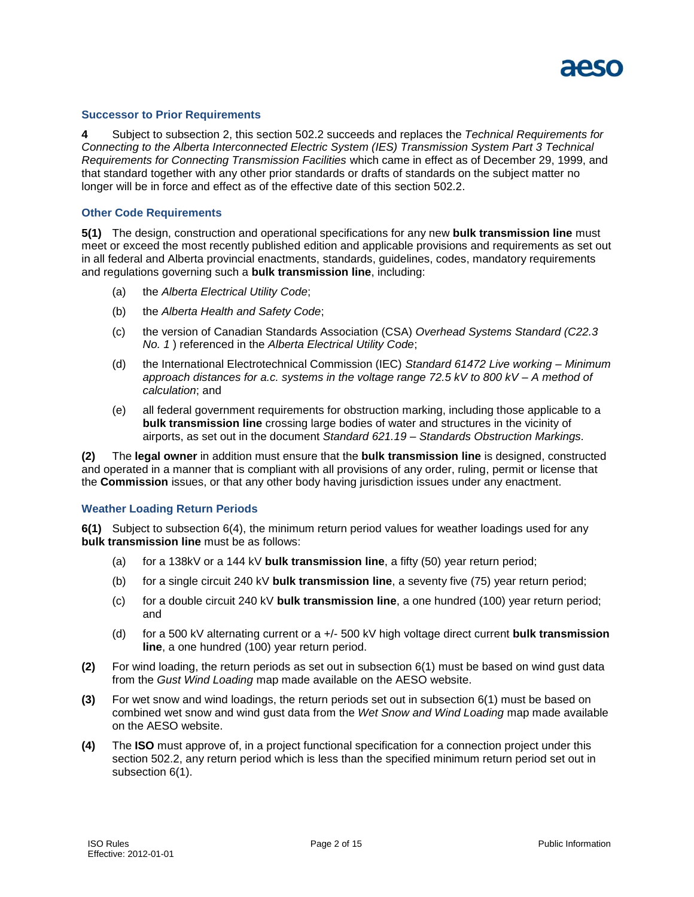### Successor to Prior Requirements

**4** Subject to subsection 2, this section 502.2 succeeds and replaces the *Technical Requirements for Connecting to the Alberta Interconnected Electric System (IES) Transmission System Part 3 Technical Requirements for Connecting Transmission Facilities* which came in effect as of December 29, 1999, and that standard together with any other prior standards or drafts of standards on the subject matter no longer will be in force and effect as of the effective date of this section 502.2.

### Other Code Requirements

**5(1)** The design, construction and operational specifications for any new **bulk transmission line** must meet or exceed the most recently published edition and applicable provisions and requirements as set out in all federal and Alberta provincial enactments, standards, guidelines, codes, mandatory requirements and regulations governing such a **bulk transmission line**, including:

(a) the *Alberta Electrical Utility Code*;

(b) the *Alberta Health and Safety Code*;

(c) the version of Canadian Standards Association (CSA) *Overhead Systems Standard (C22.3 No. 1* ) referenced in the *Alberta Electrical Utility Code*;

(d) the International Electrotechnical Commission (IEC) *Standard 61472 Live working – Minimum approach distances for a.c. systems in the voltage range 72.5 kV to 800 kV – A method of calculation*; and

(e) all federal government requirements for obstruction marking, including those applicable to a **bulk transmission line** crossing large bodies of water and structures in the vicinity of airports, as set out in the document *Standard 621.19 – Standards Obstruction Markings*.

**(2)** The **legal owner** in addition must ensure that the **bulk transmission line** is designed, constructed and operated in a manner that is compliant with all provisions of any order, ruling, permit or license that the **Commission** issues, or that any other body having jurisdiction issues under any enactment.

### Weather Loading Return Periods

**6(1)** Subject to subsection 6(4), the minimum return period values for weather loadings used for any **bulk transmission line** must be as follows:

(a) for a 138kV or a 144 kV **bulk transmission line**, a fifty (50) year return period;

(b) for a single circuit 240 kV **bulk transmission line**, a seventy five (75) year return period;

(c) for a double circuit 240 kV **bulk transmission line**, a one hundred (100) year return period; and

(d) for a 500 kV alternating current or a +/- 500 kV high voltage direct current **bulk transmission line**, a one hundred (100) year return period.

**(2)** For wind loading, the return periods as set out in subsection 6(1) must be based on wind gust data from the *Gust Wind Loading* map made available on the AESO website.

**(3)** For wet snow and wind loadings, the return periods set out in subsection 6(1) must be based on combined wet snow and wind gust data from the *Wet Snow and Wind Loading* map made available on the AESO website.

**(4)** The **ISO** must approve of, in a project functional specification for a connection project under this section 502.2, any return period which is less than the specified minimum return period set out in subsection 6(1).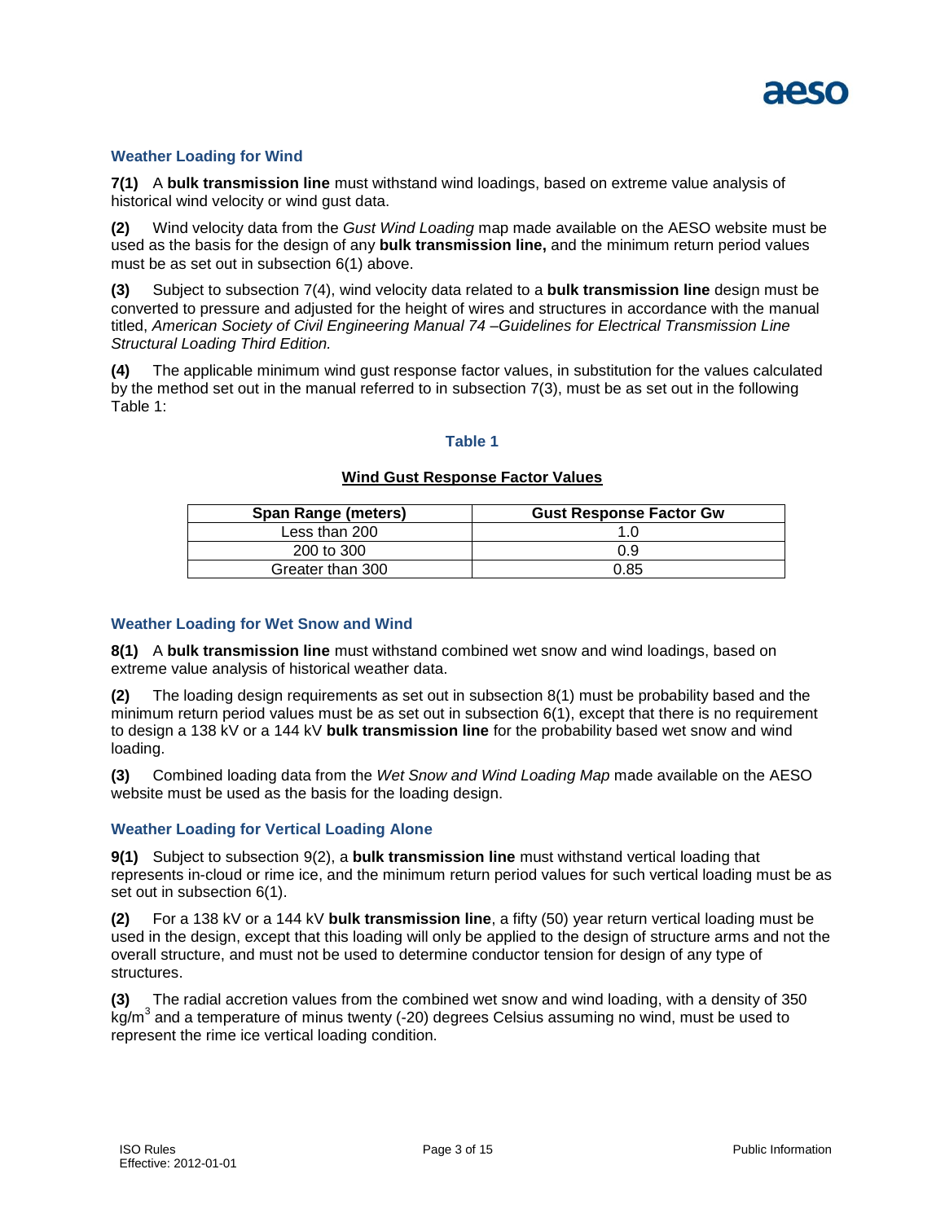### Weather Loading for Wind

**7(1)** A **bulk transmission line** must withstand wind loadings, based on extreme value analysis of historical wind velocity or wind gust data.

**(2)** Wind velocity data from the *Gust Wind Loading* map made available on the AESO website must be used as the basis for the design of any **bulk transmission line,** and the minimum return period values must be as set out in subsection 6(1) above.

**(3)** Subject to subsection 7(4), wind velocity data related to a **bulk transmission line** design must be converted to pressure and adjusted for the height of wires and structures in accordance with the manual titled, *American Society of Civil Engineering Manual 74 –Guidelines for Electrical Transmission Line Structural Loading Third Edition.*

**(4)** The applicable minimum wind gust response factor values, in substitution for the values calculated by the method set out in the manual referred to in subsection 7(3), must be as set out in the following Table 1:

**Table 1**

**Wind Gust Response Factor Values**

| Span Range (meters) | Gust Response Factor Gw |
|---|---|
| Less than 200 | 1.0 |
| 200 to 300 | 0.9 |
| Greater than 300 | 0.85 |

### Weather Loading for Wet Snow and Wind

**8(1)** A **bulk transmission line** must withstand combined wet snow and wind loadings, based on extreme value analysis of historical weather data.

**(2)** The loading design requirements as set out in subsection 8(1) must be probability based and the minimum return period values must be as set out in subsection 6(1), except that there is no requirement to design a 138 kV or a 144 kV **bulk transmission line** for the probability based wet snow and wind loading.

**(3)** Combined loading data from the *Wet Snow and Wind Loading Map* made available on the AESO website must be used as the basis for the loading design.

### Weather Loading for Vertical Loading Alone

**9(1)** Subject to subsection 9(2), a **bulk transmission line** must withstand vertical loading that represents in-cloud or rime ice, and the minimum return period values for such vertical loading must be as set out in subsection 6(1).

**(2)** For a 138 kV or a 144 kV **bulk transmission line**, a fifty (50) year return vertical loading must be used in the design, except that this loading will only be applied to the design of structure arms and not the overall structure, and must not be used to determine conductor tension for design of any type of structures.

**(3)** The radial accretion values from the combined wet snow and wind loading, with a density of 350 $kg/m^3$ and a temperature of minus twenty (-20) degrees Celsius assuming no wind, must be used to represent the rime ice vertical loading condition.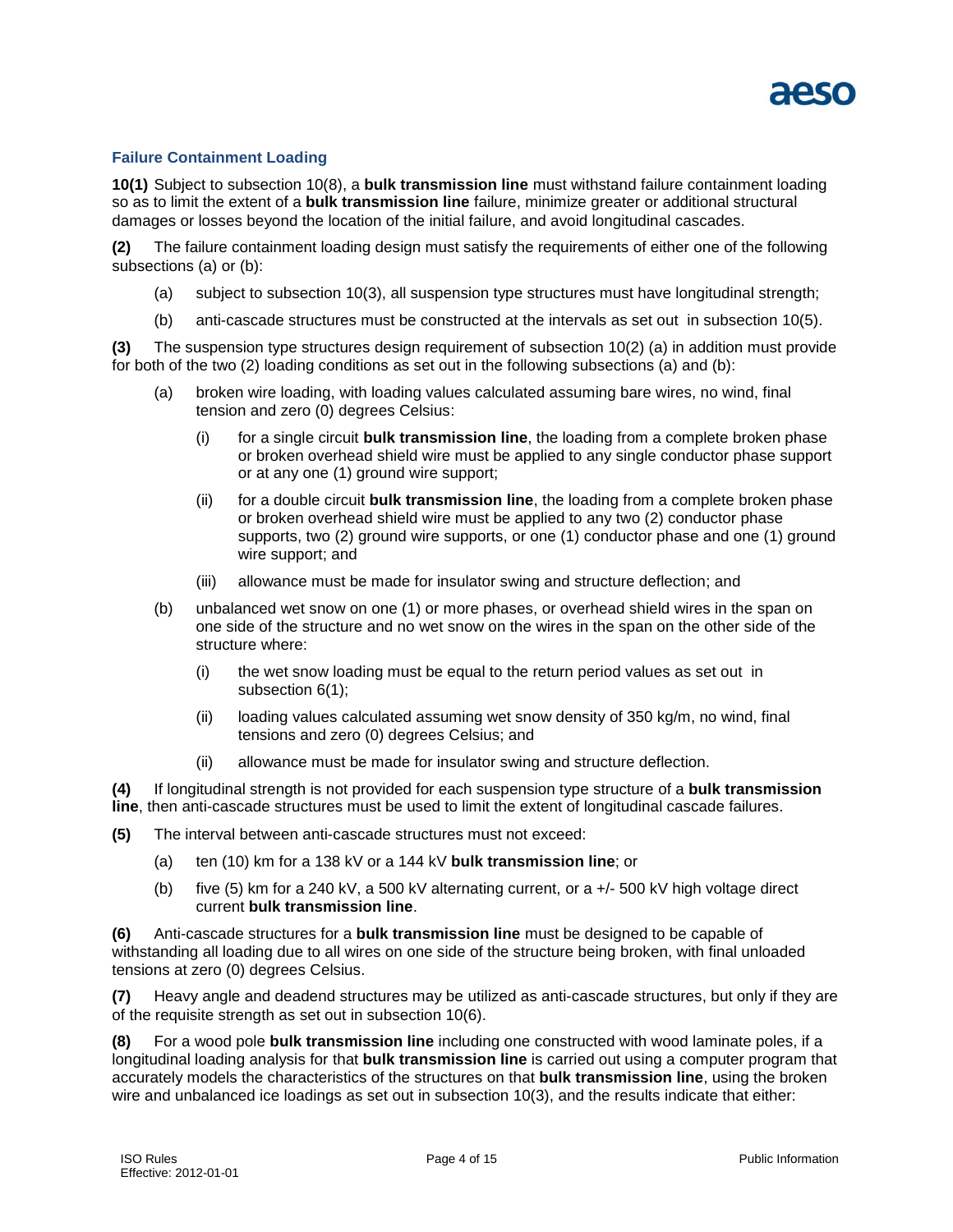### Failure Containment Loading

**10(1)** Subject to subsection 10(8), a **bulk transmission line** must withstand failure containment loading so as to limit the extent of a **bulk transmission line** failure, minimize greater or additional structural damages or losses beyond the location of the initial failure, and avoid longitudinal cascades.

**(2)** The failure containment loading design must satisfy the requirements of either one of the following subsections (a) or (b):

- (a) subject to subsection 10(3), all suspension type structures must have longitudinal strength;
- (b) anti-cascade structures must be constructed at the intervals as set out in subsection 10(5).

**(3)** The suspension type structures design requirement of subsection 10(2) (a) in addition must provide for both of the two (2) loading conditions as set out in the following subsections (a) and (b):

- (a) broken wire loading, with loading values calculated assuming bare wires, no wind, final tension and zero (0) degrees Celsius:
  - (i) for a single circuit **bulk transmission line**, the loading from a complete broken phase or broken overhead shield wire must be applied to any single conductor phase support or at any one (1) ground wire support;
  - (ii) for a double circuit **bulk transmission line**, the loading from a complete broken phase or broken overhead shield wire must be applied to any two (2) conductor phase supports, two (2) ground wire supports, or one (1) conductor phase and one (1) ground wire support; and
  - (iii) allowance must be made for insulator swing and structure deflection; and
- (b) unbalanced wet snow on one (1) or more phases, or overhead shield wires in the span on one side of the structure and no wet snow on the wires in the span on the other side of the structure where:
  - (i) the wet snow loading must be equal to the return period values as set out in subsection 6(1);
  - (ii) loading values calculated assuming wet snow density of 350 kg/m, no wind, final tensions and zero (0) degrees Celsius; and
  - (ii) allowance must be made for insulator swing and structure deflection.

**(4)** If longitudinal strength is not provided for each suspension type structure of a **bulk transmission line**, then anti-cascade structures must be used to limit the extent of longitudinal cascade failures.

**(5)** The interval between anti-cascade structures must not exceed:

- (a) ten (10) km for a 138 kV or a 144 kV **bulk transmission line**; or
- (b) five (5) km for a 240 kV, a 500 kV alternating current, or a +/- 500 kV high voltage direct current **bulk transmission line**.

**(6)** Anti-cascade structures for a **bulk transmission line** must be designed to be capable of withstanding all loading due to all wires on one side of the structure being broken, with final unloaded tensions at zero (0) degrees Celsius.

**(7)** Heavy angle and deadend structures may be utilized as anti-cascade structures, but only if they are of the requisite strength as set out in subsection 10(6).

**(8)** For a wood pole **bulk transmission line** including one constructed with wood laminate poles, if a longitudinal loading analysis for that **bulk transmission line** is carried out using a computer program that accurately models the characteristics of the structures on that **bulk transmission line**, using the broken wire and unbalanced ice loadings as set out in subsection 10(3), and the results indicate that either: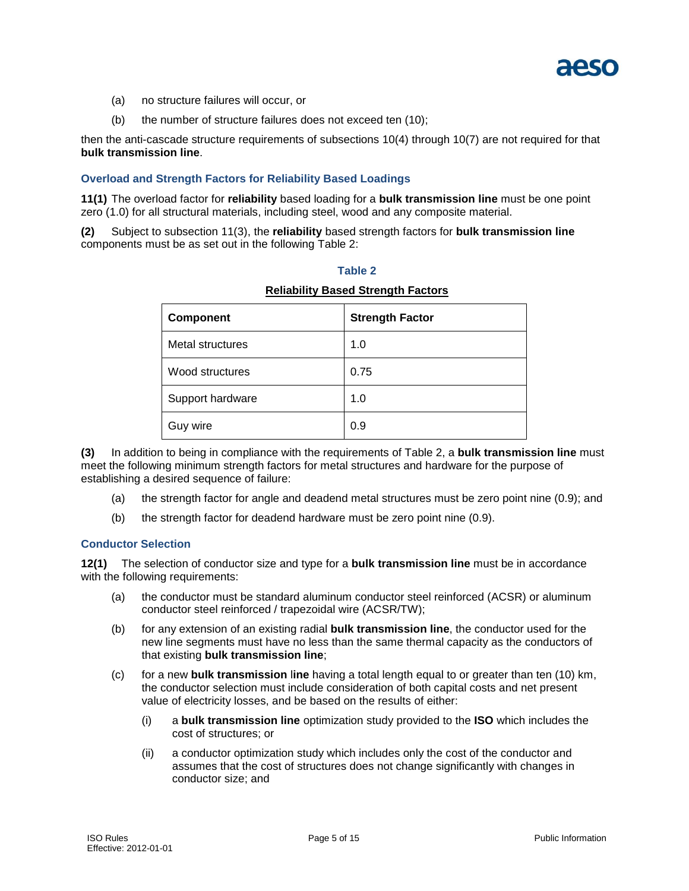(a) no structure failures will occur, or

(b) the number of structure failures does not exceed ten (10);

then the anti-cascade structure requirements of subsections 10(4) through 10(7) are not required for that **bulk transmission line**.

### Overload and Strength Factors for Reliability Based Loadings

**11(1)** The overload factor for **reliability** based loading for a **bulk transmission line** must be one point zero (1.0) for all structural materials, including steel, wood and any composite material.

**(2)** Subject to subsection 11(3), the **reliability** based strength factors for **bulk transmission line** components must be as set out in the following Table 2:

**Table 2**

**Reliability Based Strength Factors**

| Component | Strength Factor |
| --- | --- |
| Metal structures | 1.0 |
| Wood structures | 0.75 |
| Support hardware | 1.0 |
| Guy wire | 0.9 |

**(3)** In addition to being in compliance with the requirements of Table 2, a **bulk transmission line** must meet the following minimum strength factors for metal structures and hardware for the purpose of establishing a desired sequence of failure:

(a) the strength factor for angle and deadend metal structures must be zero point nine (0.9); and

(b) the strength factor for deadend hardware must be zero point nine (0.9).

### Conductor Selection

**12(1)** The selection of conductor size and type for a **bulk transmission line** must be in accordance with the following requirements:

(a) the conductor must be standard aluminum conductor steel reinforced (ACSR) or aluminum conductor steel reinforced / trapezoidal wire (ACSR/TW);

(b) for any extension of an existing radial **bulk transmission line**, the conductor used for the new line segments must have no less than the same thermal capacity as the conductors of that existing **bulk transmission line**;

(c) for a new **bulk transmission line** having a total length equal to or greater than ten (10) km, the conductor selection must include consideration of both capital costs and net present value of electricity losses, and be based on the results of either:

(i) a **bulk transmission line** optimization study provided to the **ISO** which includes the cost of structures; or

(ii) a conductor optimization study which includes only the cost of the conductor and assumes that the cost of structures does not change significantly with changes in conductor size; and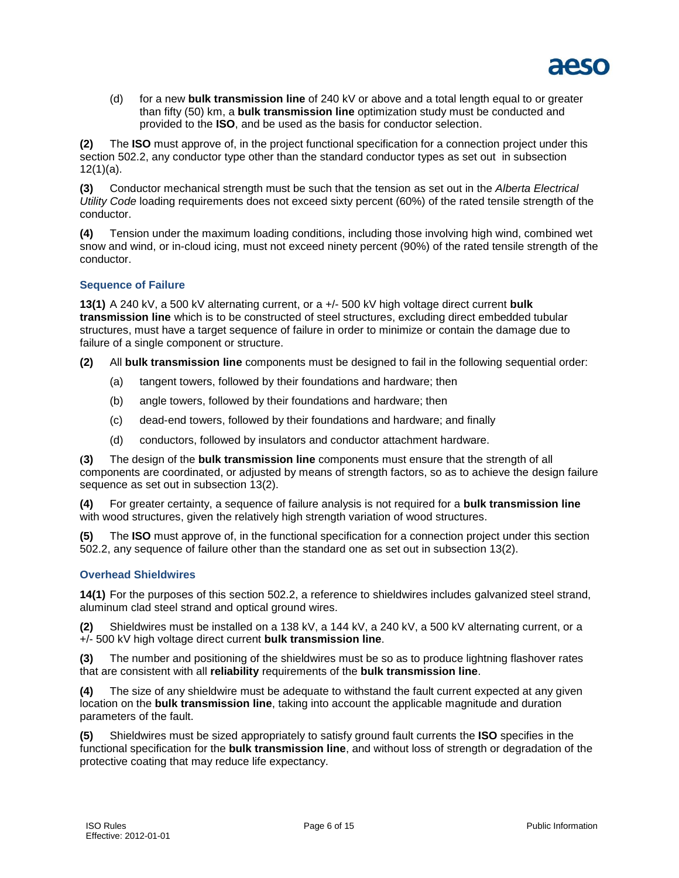(d) for a new **bulk transmission line** of 240 kV or above and a total length equal to or greater than fifty (50) km, a **bulk transmission line** optimization study must be conducted and provided to the **ISO**, and be used as the basis for conductor selection.

**(2)** The **ISO** must approve of, in the project functional specification for a connection project under this section 502.2, any conductor type other than the standard conductor types as set out in subsection 12(1)(a).

**(3)** Conductor mechanical strength must be such that the tension as set out in the *Alberta Electrical Utility Code* loading requirements does not exceed sixty percent (60%) of the rated tensile strength of the conductor.

**(4)** Tension under the maximum loading conditions, including those involving high wind, combined wet snow and wind, or in-cloud icing, must not exceed ninety percent (90%) of the rated tensile strength of the conductor.

### Sequence of Failure

**13(1)** A 240 kV, a 500 kV alternating current, or a +/- 500 kV high voltage direct current **bulk transmission line** which is to be constructed of steel structures, excluding direct embedded tubular structures, must have a target sequence of failure in order to minimize or contain the damage due to failure of a single component or structure.

**(2)** All **bulk transmission line** components must be designed to fail in the following sequential order:

(a) tangent towers, followed by their foundations and hardware; then

(b) angle towers, followed by their foundations and hardware; then

(c) dead-end towers, followed by their foundations and hardware; and finally

(d) conductors, followed by insulators and conductor attachment hardware.

**(3)** The design of the **bulk transmission line** components must ensure that the strength of all components are coordinated, or adjusted by means of strength factors, so as to achieve the design failure sequence as set out in subsection 13(2).

**(4)** For greater certainty, a sequence of failure analysis is not required for a **bulk transmission line** with wood structures, given the relatively high strength variation of wood structures.

**(5)** The **ISO** must approve of, in the functional specification for a connection project under this section 502.2, any sequence of failure other than the standard one as set out in subsection 13(2).

### Overhead Shieldwires

**14(1)** For the purposes of this section 502.2, a reference to shieldwires includes galvanized steel strand, aluminum clad steel strand and optical ground wires.

**(2)** Shieldwires must be installed on a 138 kV, a 144 kV, a 240 kV, a 500 kV alternating current, or a +/- 500 kV high voltage direct current **bulk transmission line**.

**(3)** The number and positioning of the shieldwires must be so as to produce lightning flashover rates that are consistent with all **reliability** requirements of the **bulk transmission line**.

**(4)** The size of any shieldwire must be adequate to withstand the fault current expected at any given location on the **bulk transmission line**, taking into account the applicable magnitude and duration parameters of the fault.

**(5)** Shieldwires must be sized appropriately to satisfy ground fault currents the **ISO** specifies in the functional specification for the **bulk transmission line**, and without loss of strength or degradation of the protective coating that may reduce life expectancy.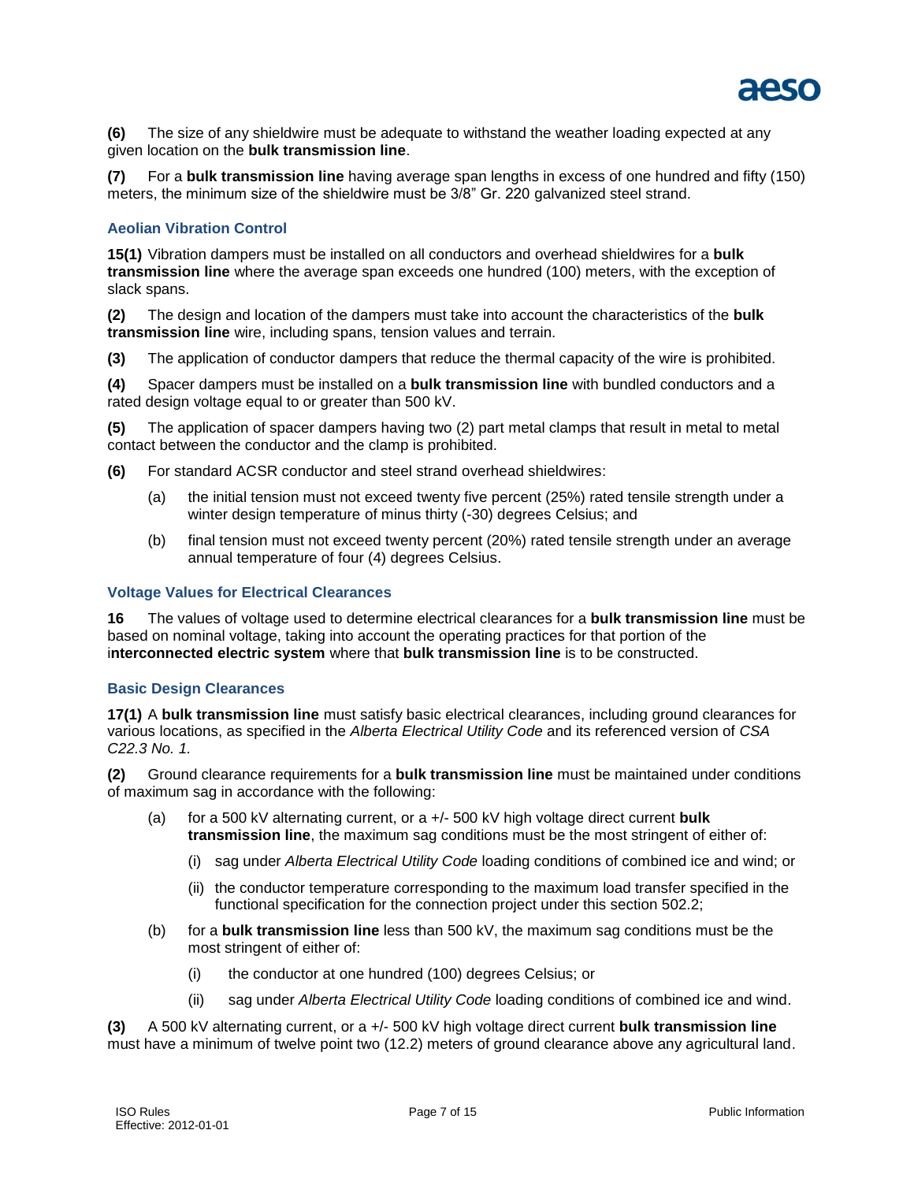**(6)** The size of any shieldwire must be adequate to withstand the weather loading expected at any given location on the **bulk transmission line**.

**(7)** For a **bulk transmission line** having average span lengths in excess of one hundred and fifty (150) meters, the minimum size of the shieldwire must be 3/8" Gr. 220 galvanized steel strand.

### Aeolian Vibration Control

**15(1)** Vibration dampers must be installed on all conductors and overhead shieldwires for a **bulk transmission line** where the average span exceeds one hundred (100) meters, with the exception of slack spans.

**(2)** The design and location of the dampers must take into account the characteristics of the **bulk transmission line** wire, including spans, tension values and terrain.

**(3)** The application of conductor dampers that reduce the thermal capacity of the wire is prohibited.

**(4)** Spacer dampers must be installed on a **bulk transmission line** with bundled conductors and a rated design voltage equal to or greater than 500 kV.

**(5)** The application of spacer dampers having two (2) part metal clamps that result in metal to metal contact between the conductor and the clamp is prohibited.

**(6)** For standard ACSR conductor and steel strand overhead shieldwires:

- (a) the initial tension must not exceed twenty five percent (25%) rated tensile strength under a winter design temperature of minus thirty (-30) degrees Celsius; and
- (b) final tension must not exceed twenty percent (20%) rated tensile strength under an average annual temperature of four (4) degrees Celsius.

### Voltage Values for Electrical Clearances

**16** The values of voltage used to determine electrical clearances for a **bulk transmission line** must be based on nominal voltage, taking into account the operating practices for that portion of the i**nterconnected electric system** where that **bulk transmission line** is to be constructed.

### Basic Design Clearances

**17(1)** A **bulk transmission line** must satisfy basic electrical clearances, including ground clearances for various locations, as specified in the *Alberta Electrical Utility Code* and its referenced version of *CSA C22.3 No. 1.*

**(2)** Ground clearance requirements for a **bulk transmission line** must be maintained under conditions of maximum sag in accordance with the following:

- (a) for a 500 kV alternating current, or a +/- 500 kV high voltage direct current **bulk transmission line**, the maximum sag conditions must be the most stringent of either of:
  - (i) sag under *Alberta Electrical Utility Code* loading conditions of combined ice and wind; or
  - (ii) the conductor temperature corresponding to the maximum load transfer specified in the functional specification for the connection project under this section 502.2;
- (b) for a **bulk transmission line** less than 500 kV, the maximum sag conditions must be the most stringent of either of:
  - (i) the conductor at one hundred (100) degrees Celsius; or
  - (ii) sag under *Alberta Electrical Utility Code* loading conditions of combined ice and wind.

**(3)** A 500 kV alternating current, or a +/- 500 kV high voltage direct current **bulk transmission line** must have a minimum of twelve point two (12.2) meters of ground clearance above any agricultural land.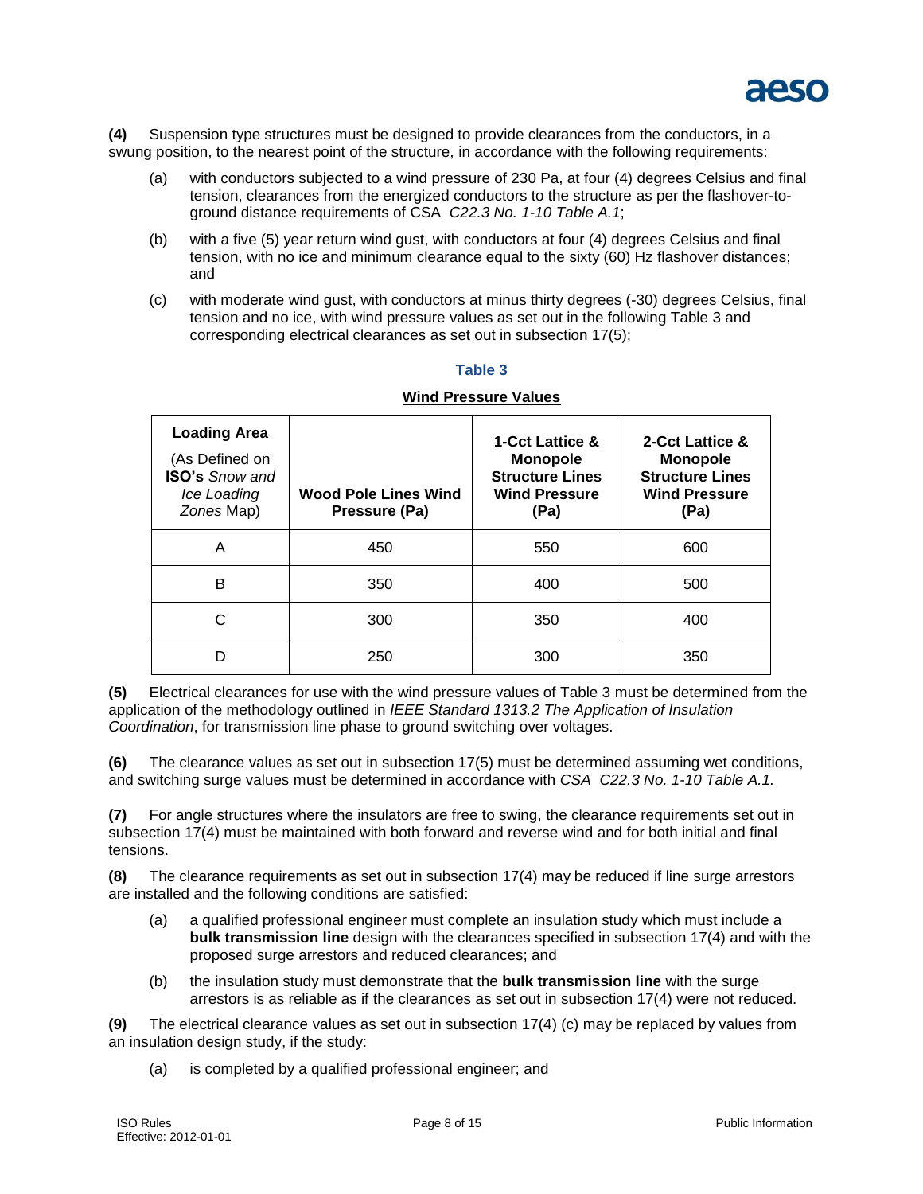**(4)** Suspension type structures must be designed to provide clearances from the conductors, in a swung position, to the nearest point of the structure, in accordance with the following requirements:

(a) with conductors subjected to a wind pressure of 230 Pa, at four (4) degrees Celsius and final tension, clearances from the energized conductors to the structure as per the flashover-to-ground distance requirements of CSA *C22.3 No. 1-10 Table A.1*;

(b) with a five (5) year return wind gust, with conductors at four (4) degrees Celsius and final tension, with no ice and minimum clearance equal to the sixty (60) Hz flashover distances; and

(c) with moderate wind gust, with conductors at minus thirty degrees (-30) degrees Celsius, final tension and no ice, with wind pressure values as set out in the following Table 3 and corresponding electrical clearances as set out in subsection 17(5);

**Table 3**

**Wind Pressure Values**

| **Loading Area** (As Defined on **ISO's** *Snow and Ice Loading Zones* Map) | **Wood Pole Lines Wind Pressure (Pa)** | **1-Cct Lattice & Monopole Structure Lines Wind Pressure (Pa)** | **2-Cct Lattice & Monopole Structure Lines Wind Pressure (Pa)** |
|---|---|---|---|
| A | 450 | 550 | 600 |
| B | 350 | 400 | 500 |
| C | 300 | 350 | 400 |
| D | 250 | 300 | 350 |

**(5)** Electrical clearances for use with the wind pressure values of Table 3 must be determined from the application of the methodology outlined in *IEEE Standard 1313.2 The Application of Insulation Coordination*, for transmission line phase to ground switching over voltages.

**(6)** The clearance values as set out in subsection 17(5) must be determined assuming wet conditions, and switching surge values must be determined in accordance with *CSA C22.3 No. 1-10 Table A.1.*

**(7)** For angle structures where the insulators are free to swing, the clearance requirements set out in subsection 17(4) must be maintained with both forward and reverse wind and for both initial and final tensions.

**(8)** The clearance requirements as set out in subsection 17(4) may be reduced if line surge arrestors are installed and the following conditions are satisfied:

(a) a qualified professional engineer must complete an insulation study which must include a **bulk transmission line** design with the clearances specified in subsection 17(4) and with the proposed surge arrestors and reduced clearances; and

(b) the insulation study must demonstrate that the **bulk transmission line** with the surge arrestors is as reliable as if the clearances as set out in subsection 17(4) were not reduced.

**(9)** The electrical clearance values as set out in subsection 17(4) (c) may be replaced by values from an insulation design study, if the study:

(a) is completed by a qualified professional engineer; and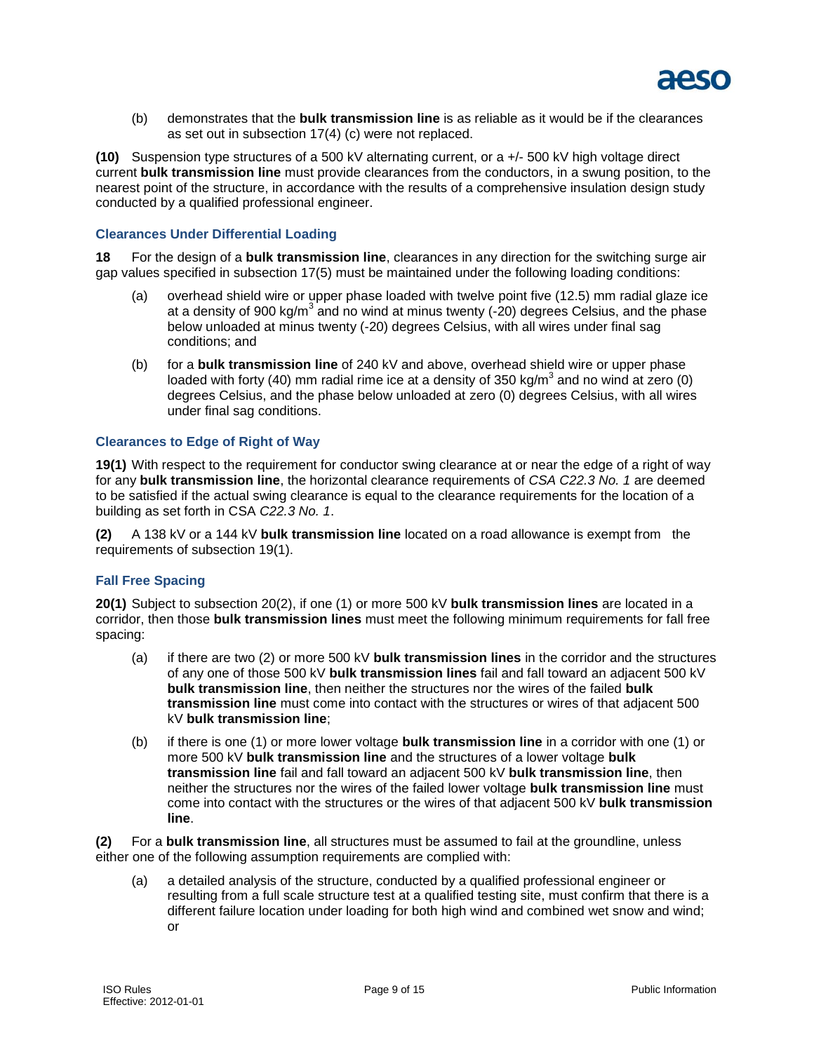(b) demonstrates that the **bulk transmission line** is as reliable as it would be if the clearances as set out in subsection 17(4) (c) were not replaced.

**(10)** Suspension type structures of a 500 kV alternating current, or a +/- 500 kV high voltage direct current **bulk transmission line** must provide clearances from the conductors, in a swung position, to the nearest point of the structure, in accordance with the results of a comprehensive insulation design study conducted by a qualified professional engineer.

### Clearances Under Differential Loading

**18** For the design of a **bulk transmission line**, clearances in any direction for the switching surge air gap values specified in subsection 17(5) must be maintained under the following loading conditions:

(a) overhead shield wire or upper phase loaded with twelve point five (12.5) mm radial glaze ice at a density of 900 kg/$m^3$ and no wind at minus twenty (-20) degrees Celsius, and the phase below unloaded at minus twenty (-20) degrees Celsius, with all wires under final sag conditions; and

(b) for a **bulk transmission line** of 240 kV and above, overhead shield wire or upper phase loaded with forty (40) mm radial rime ice at a density of 350 kg/$m^3$ and no wind at zero (0) degrees Celsius, and the phase below unloaded at zero (0) degrees Celsius, with all wires under final sag conditions.

### Clearances to Edge of Right of Way

**19(1)** With respect to the requirement for conductor swing clearance at or near the edge of a right of way for any **bulk transmission line**, the horizontal clearance requirements of *CSA C22.3 No. 1* are deemed to be satisfied if the actual swing clearance is equal to the clearance requirements for the location of a building as set forth in CSA *C22.3 No. 1*.

**(2)** A 138 kV or a 144 kV **bulk transmission line** located on a road allowance is exempt from the requirements of subsection 19(1).

### Fall Free Spacing

**20(1)** Subject to subsection 20(2), if one (1) or more 500 kV **bulk transmission lines** are located in a corridor, then those **bulk transmission lines** must meet the following minimum requirements for fall free spacing:

(a) if there are two (2) or more 500 kV **bulk transmission lines** in the corridor and the structures of any one of those 500 kV **bulk transmission lines** fail and fall toward an adjacent 500 kV **bulk transmission line**, then neither the structures nor the wires of the failed **bulk transmission line** must come into contact with the structures or wires of that adjacent 500 kV **bulk transmission line**;

(b) if there is one (1) or more lower voltage **bulk transmission line** in a corridor with one (1) or more 500 kV **bulk transmission line** and the structures of a lower voltage **bulk transmission line** fail and fall toward an adjacent 500 kV **bulk transmission line**, then neither the structures nor the wires of the failed lower voltage **bulk transmission line** must come into contact with the structures or the wires of that adjacent 500 kV **bulk transmission line**.

**(2)** For a **bulk transmission line**, all structures must be assumed to fail at the groundline, unless either one of the following assumption requirements are complied with:

(a) a detailed analysis of the structure, conducted by a qualified professional engineer or resulting from a full scale structure test at a qualified testing site, must confirm that there is a different failure location under loading for both high wind and combined wet snow and wind; or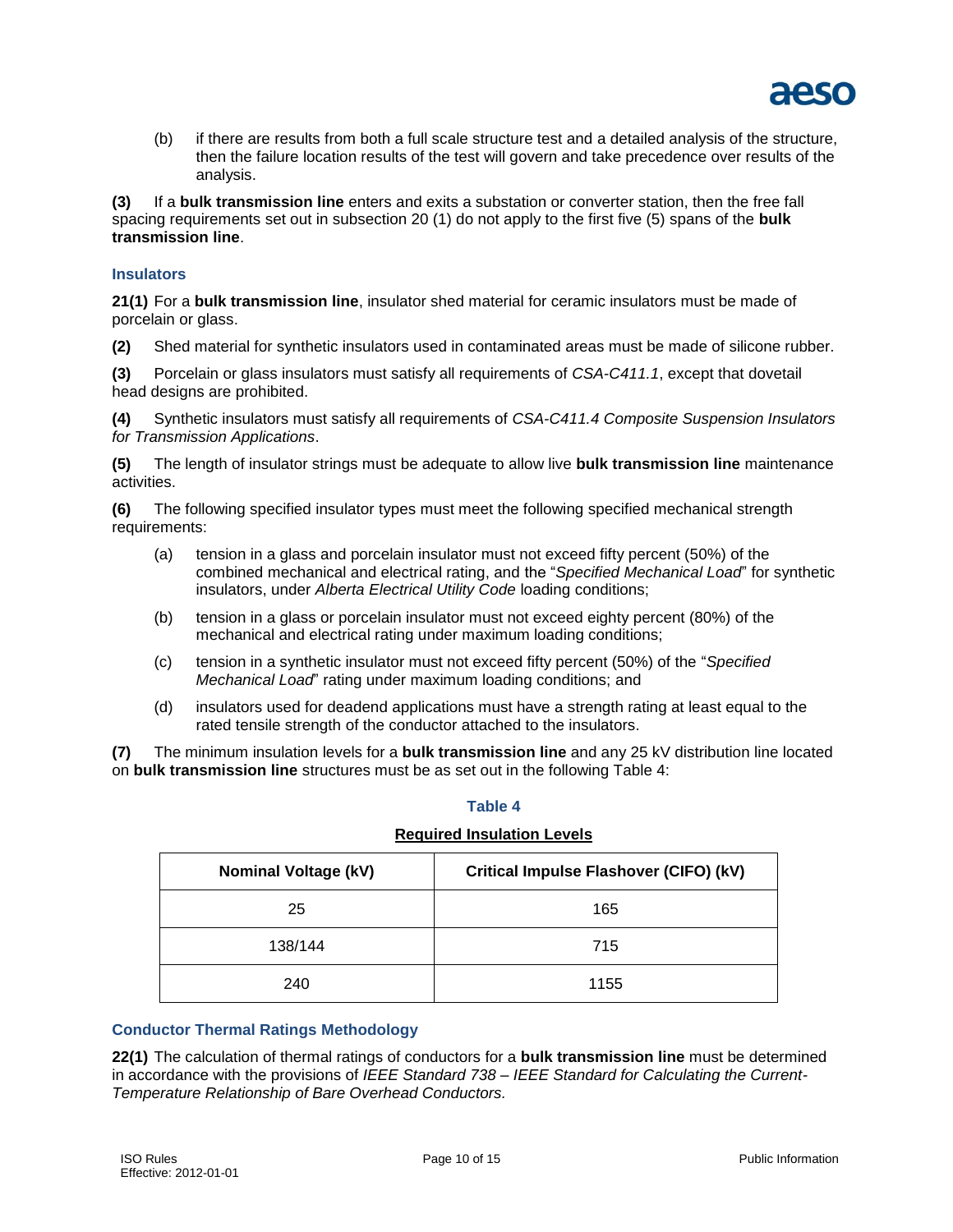(b) if there are results from both a full scale structure test and a detailed analysis of the structure, then the failure location results of the test will govern and take precedence over results of the analysis.

**(3)** If a **bulk transmission line** enters and exits a substation or converter station, then the free fall spacing requirements set out in subsection 20 (1) do not apply to the first five (5) spans of the **bulk transmission line**.

### Insulators

**21(1)** For a **bulk transmission line**, insulator shed material for ceramic insulators must be made of porcelain or glass.

**(2)** Shed material for synthetic insulators used in contaminated areas must be made of silicone rubber.

**(3)** Porcelain or glass insulators must satisfy all requirements of *CSA-C411.1*, except that dovetail head designs are prohibited.

**(4)** Synthetic insulators must satisfy all requirements of *CSA-C411.4 Composite Suspension Insulators for Transmission Applications*.

**(5)** The length of insulator strings must be adequate to allow live **bulk transmission line** maintenance activities.

**(6)** The following specified insulator types must meet the following specified mechanical strength requirements:

(a) tension in a glass and porcelain insulator must not exceed fifty percent (50%) of the combined mechanical and electrical rating, and the "*Specified Mechanical Load*" for synthetic insulators, under *Alberta Electrical Utility Code* loading conditions;

(b) tension in a glass or porcelain insulator must not exceed eighty percent (80%) of the mechanical and electrical rating under maximum loading conditions;

(c) tension in a synthetic insulator must not exceed fifty percent (50%) of the "*Specified Mechanical Load*" rating under maximum loading conditions; and

(d) insulators used for deadend applications must have a strength rating at least equal to the rated tensile strength of the conductor attached to the insulators.

**(7)** The minimum insulation levels for a **bulk transmission line** and any 25 kV distribution line located on **bulk transmission line** structures must be as set out in the following Table 4:

**Table 4**

**Required Insulation Levels**

| Nominal Voltage (kV) | Critical Impulse Flashover (CIFO) (kV) |
|---|---|
| 25 | 165 |
| 138/144 | 715 |
| 240 | 1155 |

### Conductor Thermal Ratings Methodology

**22(1)** The calculation of thermal ratings of conductors for a **bulk transmission line** must be determined in accordance with the provisions of *IEEE Standard 738 – IEEE Standard for Calculating the Current-Temperature Relationship of Bare Overhead Conductors.*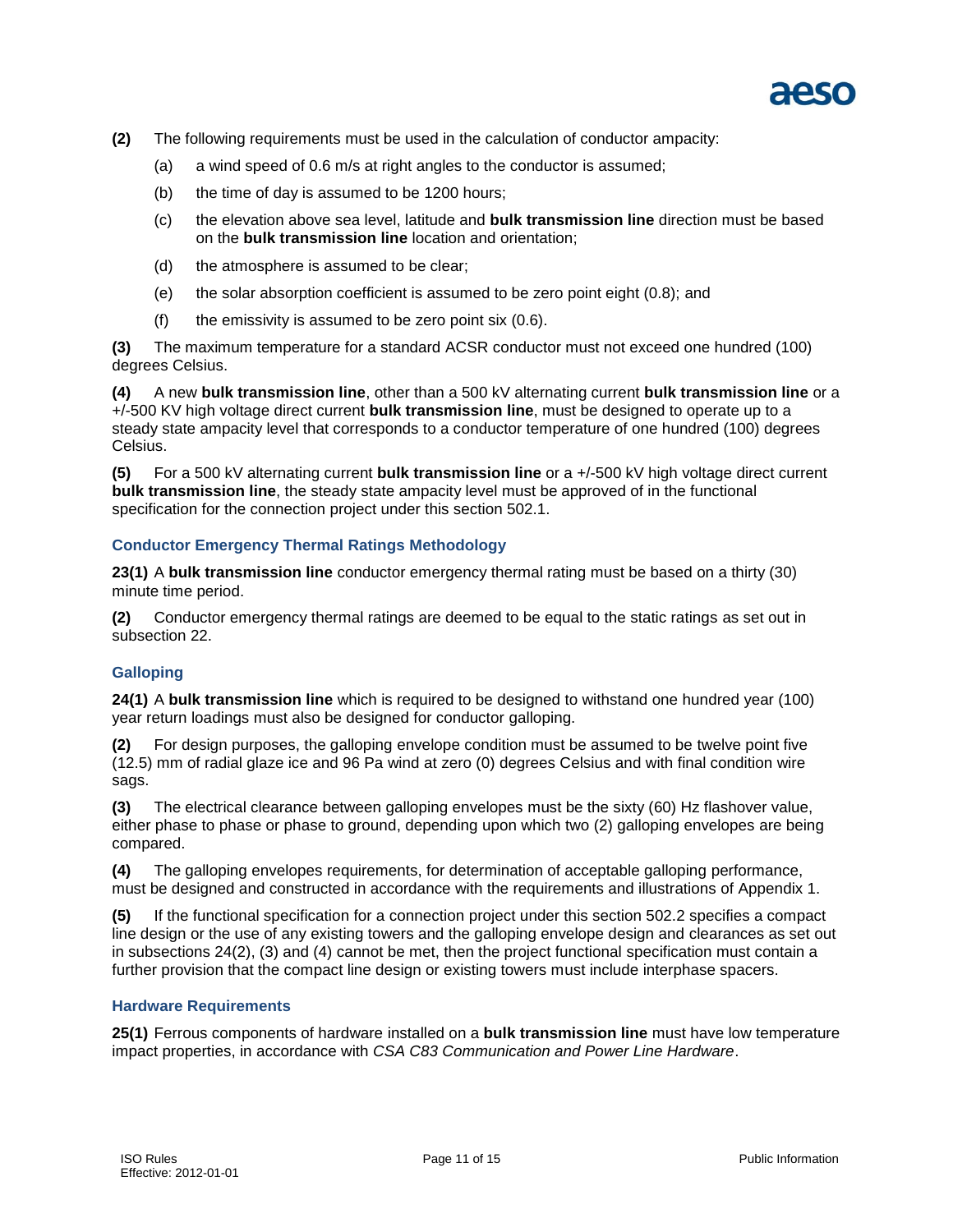**(2)** The following requirements must be used in the calculation of conductor ampacity:

(a) a wind speed of 0.6 m/s at right angles to the conductor is assumed;

(b) the time of day is assumed to be 1200 hours;

(c) the elevation above sea level, latitude and **bulk transmission line** direction must be based on the **bulk transmission line** location and orientation;

(d) the atmosphere is assumed to be clear;

(e) the solar absorption coefficient is assumed to be zero point eight (0.8); and

(f) the emissivity is assumed to be zero point six (0.6).

**(3)** The maximum temperature for a standard ACSR conductor must not exceed one hundred (100) degrees Celsius.

**(4)** A new **bulk transmission line**, other than a 500 kV alternating current **bulk transmission line** or a +/-500 KV high voltage direct current **bulk transmission line**, must be designed to operate up to a steady state ampacity level that corresponds to a conductor temperature of one hundred (100) degrees Celsius.

**(5)** For a 500 kV alternating current **bulk transmission line** or a +/-500 kV high voltage direct current **bulk transmission line**, the steady state ampacity level must be approved of in the functional specification for the connection project under this section 502.1.

### Conductor Emergency Thermal Ratings Methodology

**23(1)** A **bulk transmission line** conductor emergency thermal rating must be based on a thirty (30) minute time period.

**(2)** Conductor emergency thermal ratings are deemed to be equal to the static ratings as set out in subsection 22.

### Galloping

**24(1)** A **bulk transmission line** which is required to be designed to withstand one hundred year (100) year return loadings must also be designed for conductor galloping.

**(2)** For design purposes, the galloping envelope condition must be assumed to be twelve point five (12.5) mm of radial glaze ice and 96 Pa wind at zero (0) degrees Celsius and with final condition wire sags.

**(3)** The electrical clearance between galloping envelopes must be the sixty (60) Hz flashover value, either phase to phase or phase to ground, depending upon which two (2) galloping envelopes are being compared.

**(4)** The galloping envelopes requirements, for determination of acceptable galloping performance, must be designed and constructed in accordance with the requirements and illustrations of Appendix 1.

**(5)** If the functional specification for a connection project under this section 502.2 specifies a compact line design or the use of any existing towers and the galloping envelope design and clearances as set out in subsections 24(2), (3) and (4) cannot be met, then the project functional specification must contain a further provision that the compact line design or existing towers must include interphase spacers.

### Hardware Requirements

**25(1)** Ferrous components of hardware installed on a **bulk transmission line** must have low temperature impact properties, in accordance with *CSA C83 Communication and Power Line Hardware*.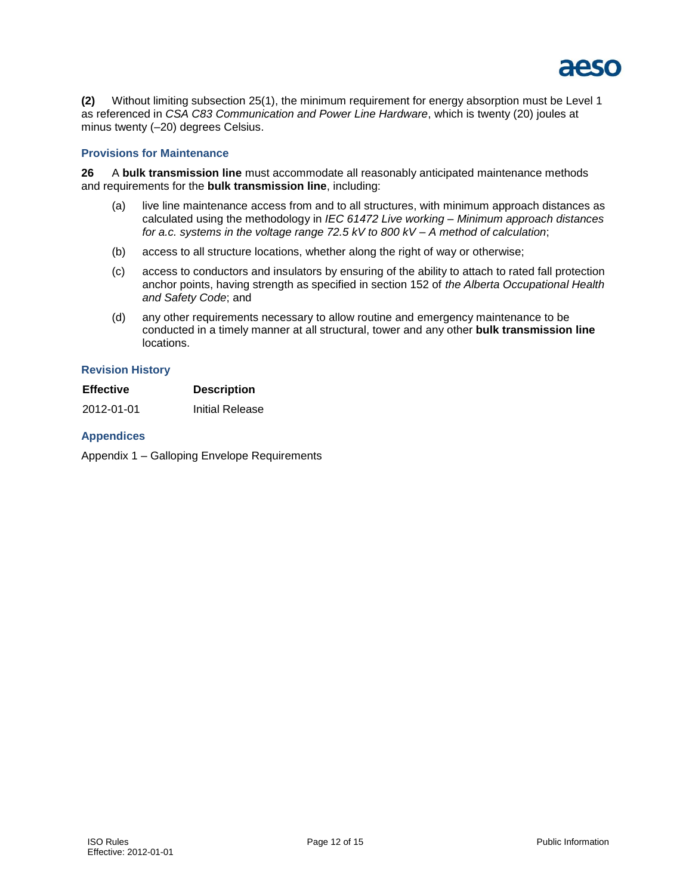**(2)** Without limiting subsection 25(1), the minimum requirement for energy absorption must be Level 1 as referenced in *CSA C83 Communication and Power Line Hardware*, which is twenty (20) joules at minus twenty (–20) degrees Celsius.

### Provisions for Maintenance

**26** A **bulk transmission line** must accommodate all reasonably anticipated maintenance methods and requirements for the **bulk transmission line**, including:

(a) live line maintenance access from and to all structures, with minimum approach distances as calculated using the methodology in *IEC 61472 Live working – Minimum approach distances for a.c. systems in the voltage range 72.5 kV to 800 kV – A method of calculation*;

(b) access to all structure locations, whether along the right of way or otherwise;

(c) access to conductors and insulators by ensuring of the ability to attach to rated fall protection anchor points, having strength as specified in section 152 of *the Alberta Occupational Health and Safety Code*; and

(d) any other requirements necessary to allow routine and emergency maintenance to be conducted in a timely manner at all structural, tower and any other **bulk transmission line** locations.

### Revision History

| Effective | Description |
|---|---|
| 2012-01-01 | Initial Release |

### Appendices

Appendix 1 – Galloping Envelope Requirements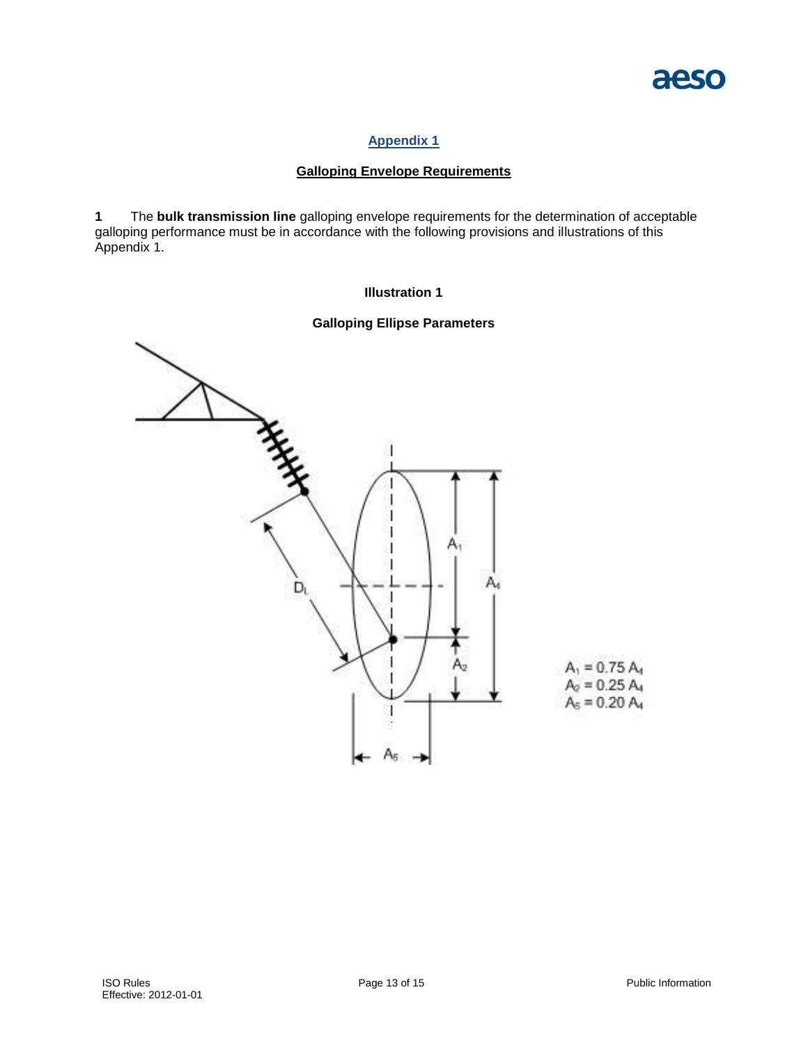## Appendix 1

### Galloping Envelope Requirements

**1** The **bulk transmission line** galloping envelope requirements for the determination of acceptable galloping performance must be in accordance with the following provisions and illustrations of this Appendix 1.

**Illustration 1**

**Galloping Ellipse Parameters**

$A_1 = 0.75\ A_4$
$A_2 = 0.25\ A_4$
$A_5 = 0.20\ A_4$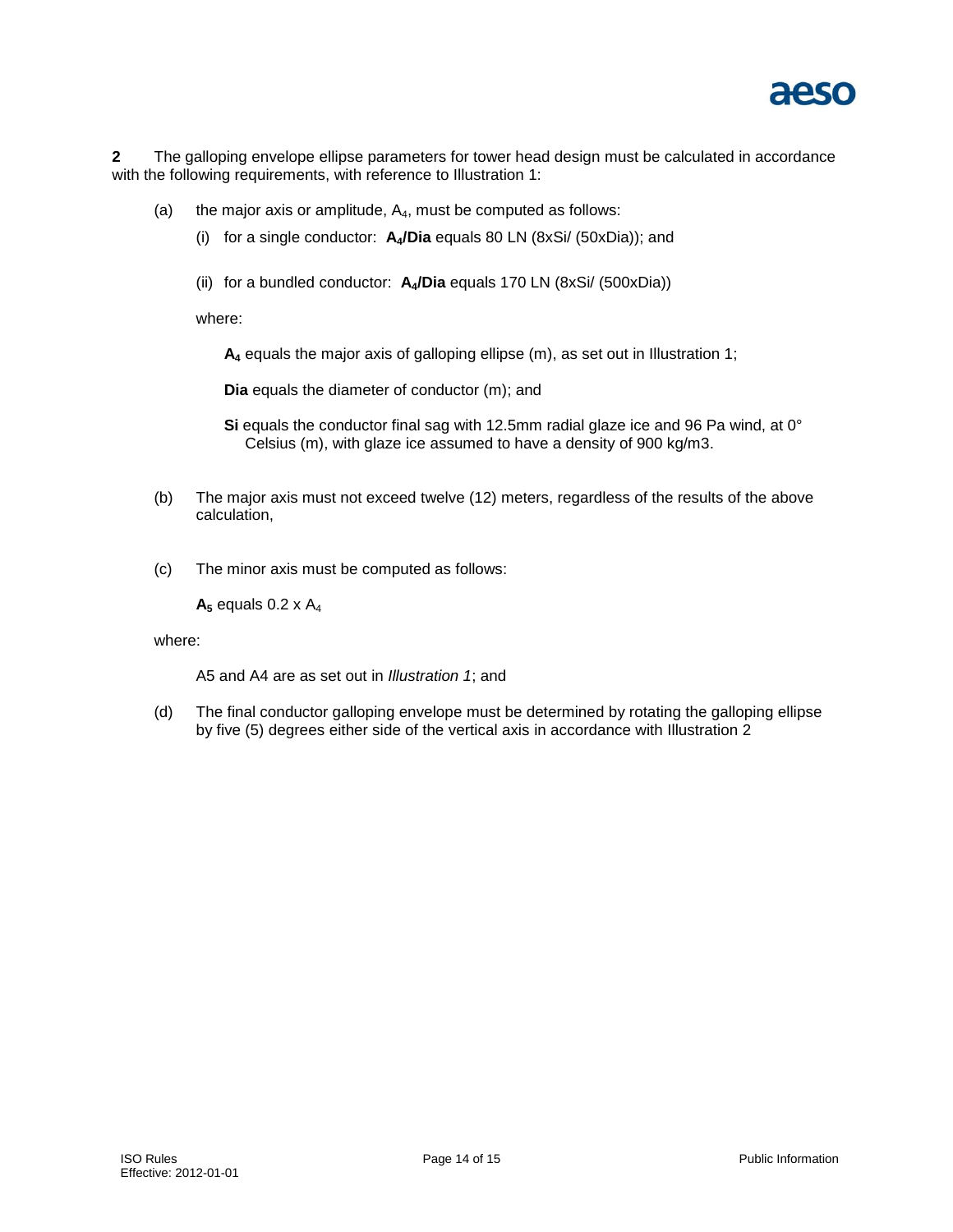**2** The galloping envelope ellipse parameters for tower head design must be calculated in accordance with the following requirements, with reference to Illustration 1:

(a) the major axis or amplitude, $A_4$, must be computed as follows:

(i) for a single conductor: $\mathbf{A_4/Dia}$ equals 80 LN (8xSi/ (50xDia)); and

(ii) for a bundled conductor: $\mathbf{A_4/Dia}$ equals 170 LN (8xSi/ (500xDia))

where:

$\mathbf{A_4}$ equals the major axis of galloping ellipse (m), as set out in Illustration 1;

**Dia** equals the diameter of conductor (m); and

**Si** equals the conductor final sag with 12.5mm radial glaze ice and 96 Pa wind, at 0° Celsius (m), with glaze ice assumed to have a density of 900 kg/m3.

(b) The major axis must not exceed twelve (12) meters, regardless of the results of the above calculation,

(c) The minor axis must be computed as follows:

$\mathbf{A_5}$ equals 0.2 x $A_4$

where:

A5 and A4 are as set out in *Illustration 1*; and

(d) The final conductor galloping envelope must be determined by rotating the galloping ellipse by five (5) degrees either side of the vertical axis in accordance with Illustration 2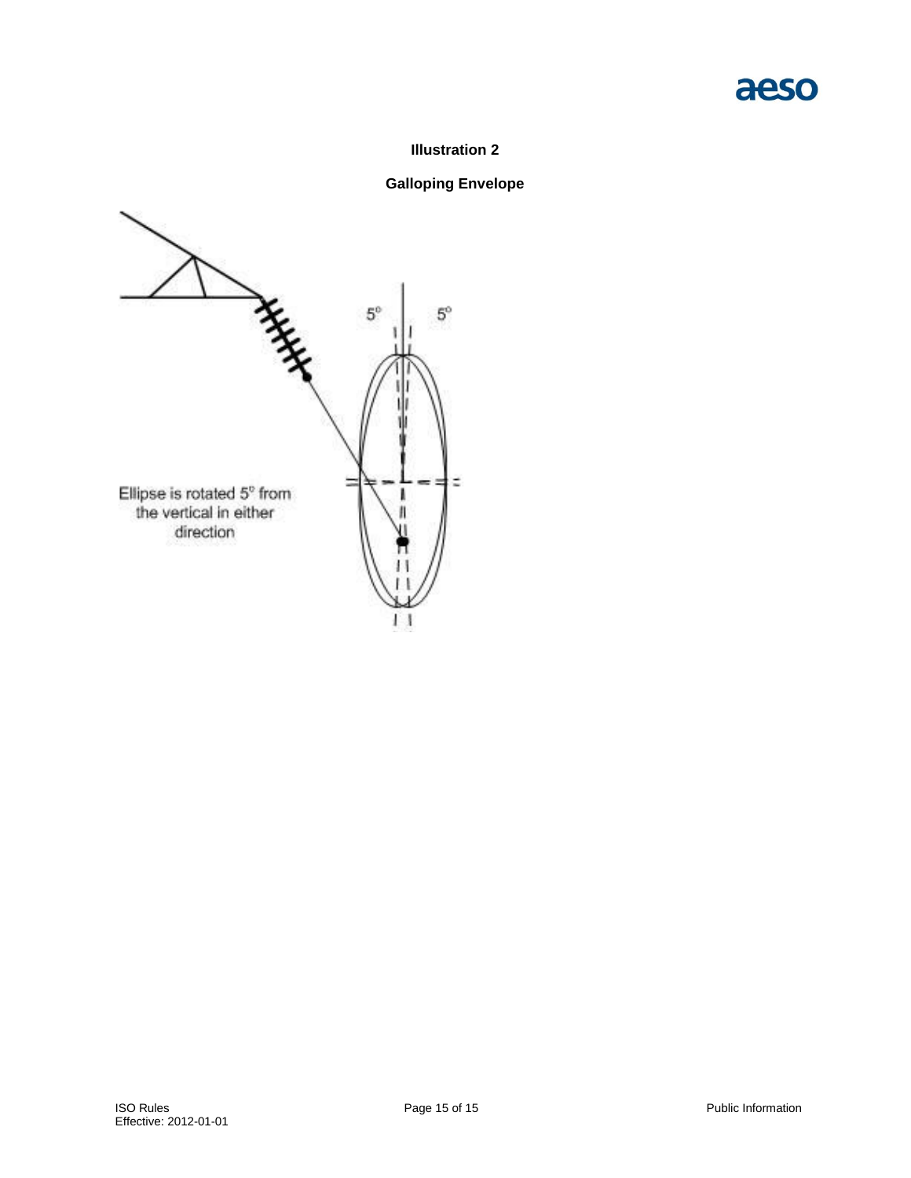**Illustration 2**

**Galloping Envelope**

5°

5°

Ellipse is rotated 5° from the vertical in either direction